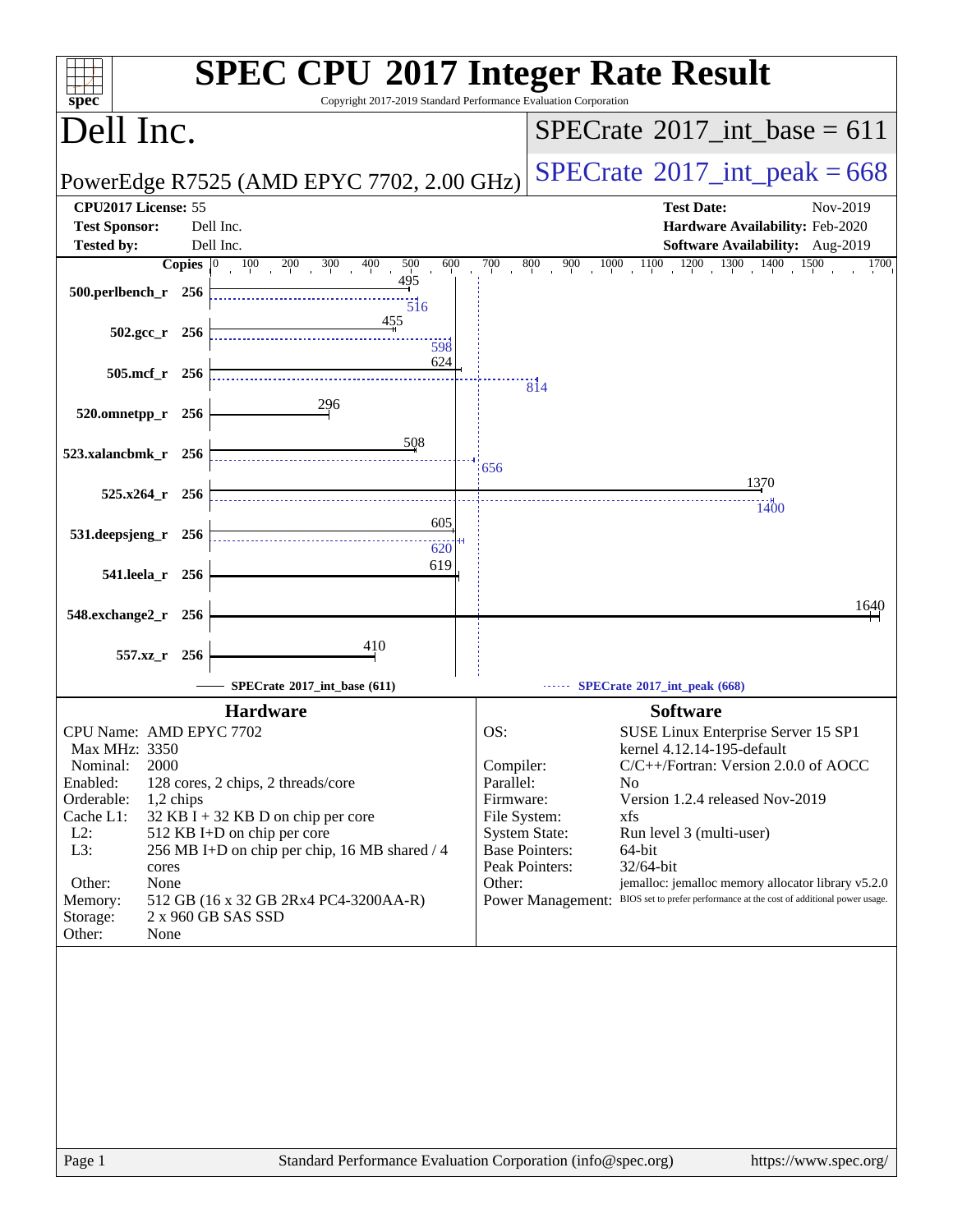# SPEC CPU 2017 Integer Rate Result

Copyright 2017-2019 Standard Performance Evaluation Corporation

## Dell Inc.

PowerEdge R7525 (AMD EPYC 7702, 2.00 GHz)

SPECrate 2017_int_base = 611

SPECrate 2017_int_peak = 668

| | | | |
|---|---|---|---|
| **CPU2017 License:** | 55 | **Test Date:** | Nov-2019 |
| **Test Sponsor:** | Dell Inc. | **Hardware Availability:** | Feb-2020 |
| **Tested by:** | Dell Inc. | **Software Availability:** | Aug-2019 |

| Benchmark | Copies | Base | Peak |
|---|---|---|---|
| 500.perlbench_r | 256 | 495 | 516 |
| 502.gcc_r | 256 | 455 | 598 |
| 505.mcf_r | 256 | 624 | 814 |
| 520.omnetpp_r | 256 | 296 | |
| 523.xalancbmk_r | 256 | 508 | 656 |
| 525.x264_r | 256 | 1370 | 1400 |
| 531.deepsjeng_r | 256 | 605 | 620 |
| 541.leela_r | 256 | 619 | |
| 548.exchange2_r | 256 | 1640 | |
| 557.xz_r | 256 | 410 | |

SPECrate 2017_int_base (611) — SPECrate 2017_int_peak (668)

### Hardware

| | |
|---|---|
| CPU Name: | AMD EPYC 7702 |
| Max MHz: | 3350 |
| Nominal: | 2000 |
| Enabled: | 128 cores, 2 chips, 2 threads/core |
| Orderable: | 1,2 chips |
| Cache L1: | 32 KB I + 32 KB D on chip per core |
| L2: | 512 KB I+D on chip per core |
| L3: | 256 MB I+D on chip per chip, 16 MB shared / 4 cores |
| Other: | None |
| Memory: | 512 GB (16 x 32 GB 2Rx4 PC4-3200AA-R) |
| Storage: | 2 x 960 GB SAS SSD |
| Other: | None |

### Software

| | |
|---|---|
| OS: | SUSE Linux Enterprise Server 15 SP1 kernel 4.12.14-195-default |
| Compiler: | C/C++/Fortran: Version 2.0.0 of AOCC |
| Parallel: | No |
| Firmware: | Version 1.2.4 released Nov-2019 |
| File System: | xfs |
| System State: | Run level 3 (multi-user) |
| Base Pointers: | 64-bit |
| Peak Pointers: | 32/64-bit |
| Other: | jemalloc: jemalloc memory allocator library v5.2.0 |
| Power Management: | BIOS set to prefer performance at the cost of additional power usage. |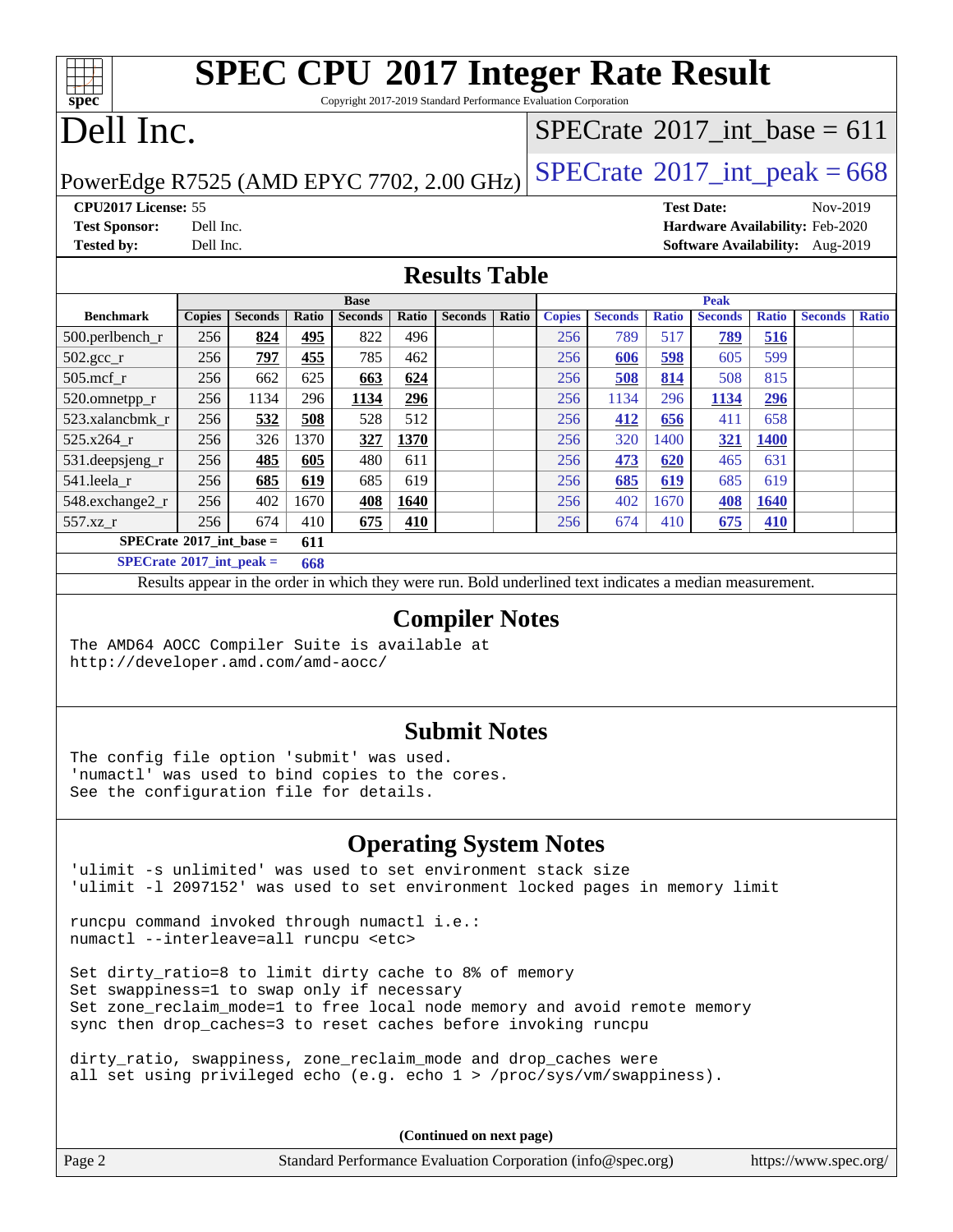# SPEC CPU 2017 Integer Rate Result

Copyright 2017-2019 Standard Performance Evaluation Corporation

## Dell Inc.

PowerEdge R7525 (AMD EPYC 7702, 2.00 GHz)

SPECrate 2017_int_base = 611

SPECrate 2017_int_peak = 668

**CPU2017 License:** 55
**Test Sponsor:** Dell Inc.
**Tested by:** Dell Inc.

**Test Date:** Nov-2019
**Hardware Availability:** Feb-2020
**Software Availability:** Aug-2019

## Results Table

| Benchmark | Base | | | | | | | Peak | | | | | | |
|---|---|---|---|---|---|---|---|---|---|---|---|---|---|---|
| | Copies | Seconds | Ratio | Seconds | Ratio | Seconds | Ratio | Copies | Seconds | Ratio | Seconds | Ratio | Seconds | Ratio |
| 500.perlbench_r | 256 | **824** | **495** | 822 | 496 | | | 256 | 789 | 517 | **789** | **516** | | |
| 502.gcc_r | 256 | **797** | **455** | 785 | 462 | | | 256 | **606** | **598** | 605 | 599 | | |
| 505.mcf_r | 256 | 662 | 625 | **663** | **624** | | | 256 | **508** | **814** | 508 | 815 | | |
| 520.omnetpp_r | 256 | 1134 | 296 | **1134** | **296** | | | 256 | 1134 | 296 | **1134** | **296** | | |
| 523.xalancbmk_r | 256 | **532** | **508** | 528 | 512 | | | 256 | **412** | **656** | 411 | 658 | | |
| 525.x264_r | 256 | 326 | 1370 | **327** | **1370** | | | 256 | 320 | 1400 | **321** | **1400** | | |
| 531.deepsjeng_r | 256 | **485** | **605** | 480 | 611 | | | 256 | **473** | **620** | 465 | 631 | | |
| 541.leela_r | 256 | **685** | **619** | 685 | 619 | | | 256 | **685** | **619** | 685 | 619 | | |
| 548.exchange2_r | 256 | 402 | 1670 | **408** | **1640** | | | 256 | 402 | 1670 | **408** | **1640** | | |
| 557.xz_r | 256 | 674 | 410 | **675** | **410** | | | 256 | 674 | 410 | **675** | **410** | | |

**SPECrate 2017_int_base = 611**

**SPECrate 2017_int_peak = 668**

Results appear in the order in which they were run. Bold underlined text indicates a median measurement.

## Compiler Notes

```
The AMD64 AOCC Compiler Suite is available at
http://developer.amd.com/amd-aocc/
```

## Submit Notes

```
The config file option 'submit' was used.
'numactl' was used to bind copies to the cores.
See the configuration file for details.
```

## Operating System Notes

```
'ulimit -s unlimited' was used to set environment stack size
'ulimit -l 2097152' was used to set environment locked pages in memory limit

runcpu command invoked through numactl i.e.:
numactl --interleave=all runcpu <etc>

Set dirty_ratio=8 to limit dirty cache to 8% of memory
Set swappiness=1 to swap only if necessary
Set zone_reclaim_mode=1 to free local node memory and avoid remote memory
sync then drop_caches=3 to reset caches before invoking runcpu

dirty_ratio, swappiness, zone_reclaim_mode and drop_caches were
all set using privileged echo (e.g. echo 1 > /proc/sys/vm/swappiness).
```

**(Continued on next page)**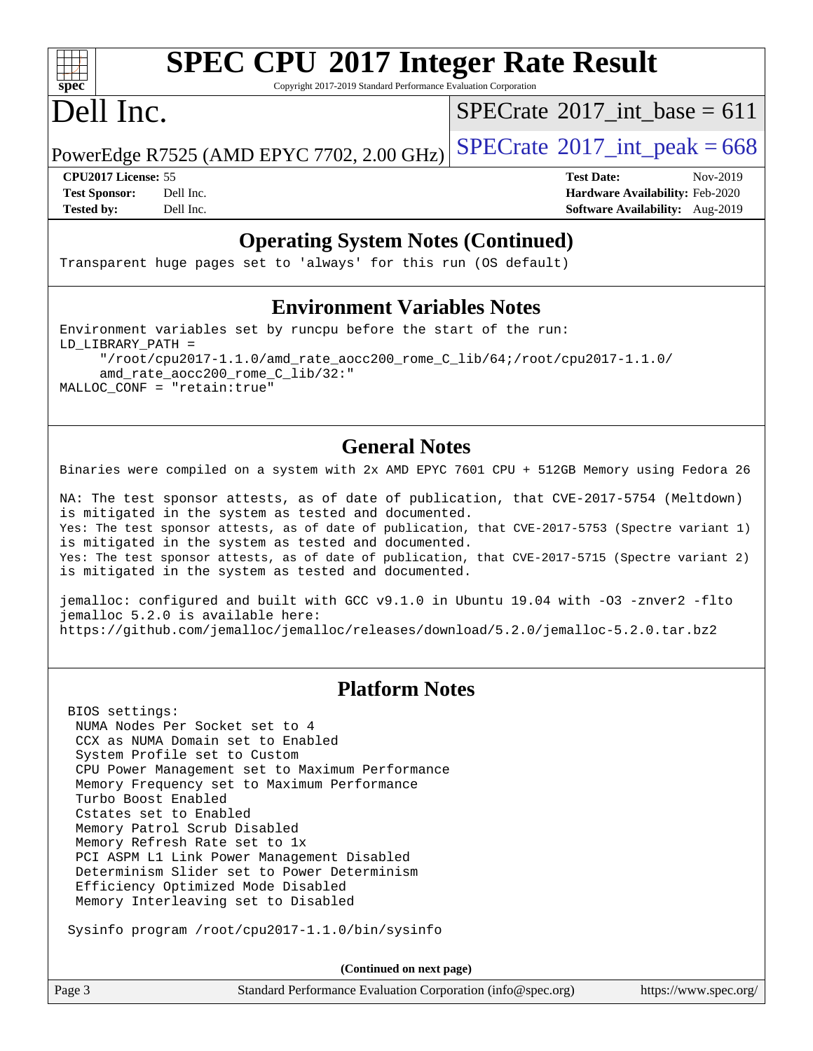## Operating System Notes (Continued)

```
Transparent huge pages set to 'always' for this run (OS default)
```

## Environment Variables Notes

```
Environment variables set by runcpu before the start of the run:
LD_LIBRARY_PATH =
     "/root/cpu2017-1.1.0/amd_rate_aocc200_rome_C_lib/64;/root/cpu2017-1.1.0/
     amd_rate_aocc200_rome_C_lib/32:"
MALLOC_CONF = "retain:true"
```

## General Notes

```
Binaries were compiled on a system with 2x AMD EPYC 7601 CPU + 512GB Memory using Fedora 26

NA: The test sponsor attests, as of date of publication, that CVE-2017-5754 (Meltdown)
is mitigated in the system as tested and documented.
Yes: The test sponsor attests, as of date of publication, that CVE-2017-5753 (Spectre variant 1)
is mitigated in the system as tested and documented.
Yes: The test sponsor attests, as of date of publication, that CVE-2017-5715 (Spectre variant 2)
is mitigated in the system as tested and documented.

jemalloc: configured and built with GCC v9.1.0 in Ubuntu 19.04 with -O3 -znver2 -flto
jemalloc 5.2.0 is available here:
https://github.com/jemalloc/jemalloc/releases/download/5.2.0/jemalloc-5.2.0.tar.bz2
```

## Platform Notes

```
 BIOS settings:
  NUMA Nodes Per Socket set to 4
  CCX as NUMA Domain set to Enabled
  System Profile set to Custom
  CPU Power Management set to Maximum Performance
  Memory Frequency set to Maximum Performance
  Turbo Boost Enabled
  Cstates set to Enabled
  Memory Patrol Scrub Disabled
  Memory Refresh Rate set to 1x
  PCI ASPM L1 Link Power Management Disabled
  Determinism Slider set to Power Determinism
  Efficiency Optimized Mode Disabled
  Memory Interleaving set to Disabled

 Sysinfo program /root/cpu2017-1.1.0/bin/sysinfo
```

**(Continued on next page)**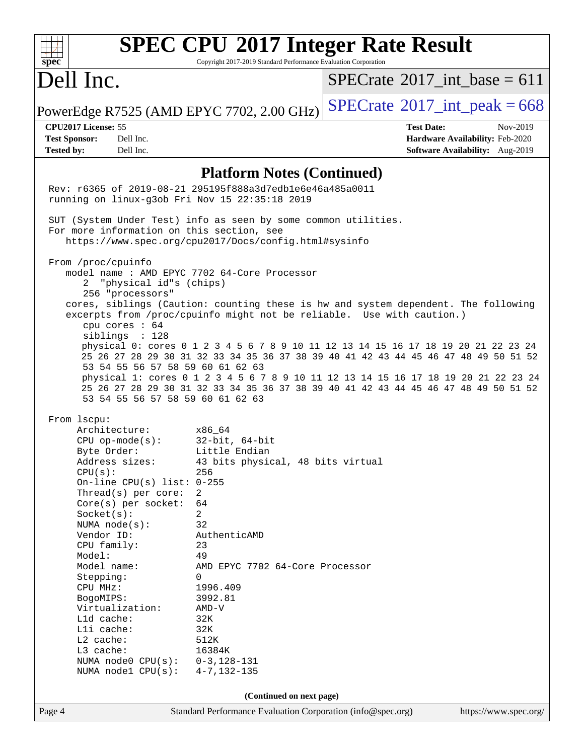## Platform Notes (Continued)

```
Rev: r6365 of 2019-08-21 295195f888a3d7edb1e6e46a485a0011
running on linux-g3ob Fri Nov 15 22:35:18 2019

SUT (System Under Test) info as seen by some common utilities.
For more information on this section, see
   https://www.spec.org/cpu2017/Docs/config.html#sysinfo

From /proc/cpuinfo
   model name : AMD EPYC 7702 64-Core Processor
      2  "physical id"s (chips)
      256 "processors"
   cores, siblings (Caution: counting these is hw and system dependent. The following
   excerpts from /proc/cpuinfo might not be reliable.  Use with caution.)
      cpu cores : 64
      siblings  : 128
      physical 0: cores 0 1 2 3 4 5 6 7 8 9 10 11 12 13 14 15 16 17 18 19 20 21 22 23 24
      25 26 27 28 29 30 31 32 33 34 35 36 37 38 39 40 41 42 43 44 45 46 47 48 49 50 51 52
      53 54 55 56 57 58 59 60 61 62 63
      physical 1: cores 0 1 2 3 4 5 6 7 8 9 10 11 12 13 14 15 16 17 18 19 20 21 22 23 24
      25 26 27 28 29 30 31 32 33 34 35 36 37 38 39 40 41 42 43 44 45 46 47 48 49 50 51 52
      53 54 55 56 57 58 59 60 61 62 63

From lscpu:
     Architecture:        x86_64
     CPU op-mode(s):      32-bit, 64-bit
     Byte Order:          Little Endian
     Address sizes:       43 bits physical, 48 bits virtual
     CPU(s):              256
     On-line CPU(s) list: 0-255
     Thread(s) per core:  2
     Core(s) per socket:  64
     Socket(s):           2
     NUMA node(s):        32
     Vendor ID:           AuthenticAMD
     CPU family:          23
     Model:               49
     Model name:          AMD EPYC 7702 64-Core Processor
     Stepping:            0
     CPU MHz:             1996.409
     BogoMIPS:            3992.81
     Virtualization:      AMD-V
     L1d cache:           32K
     L1i cache:           32K
     L2 cache:            512K
     L3 cache:            16384K
     NUMA node0 CPU(s):   0-3,128-131
     NUMA node1 CPU(s):   4-7,132-135
```

(Continued on next page)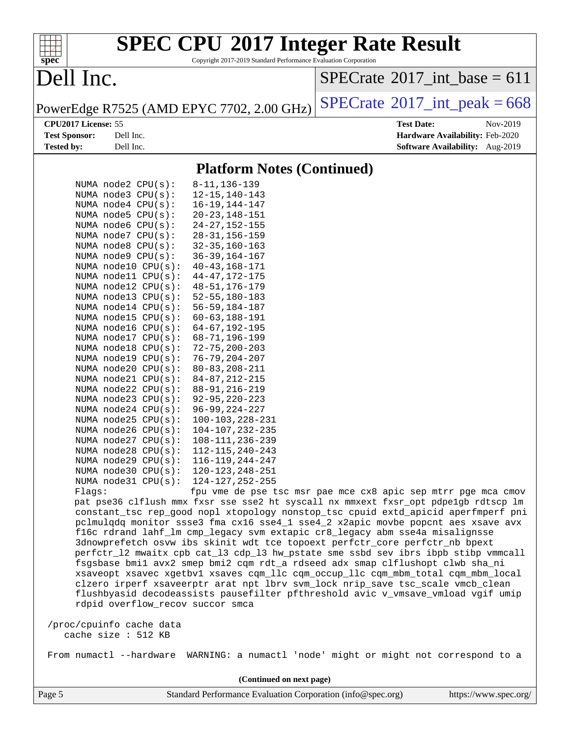## Platform Notes (Continued)

```
    NUMA node2 CPU(s):   8-11,136-139
    NUMA node3 CPU(s):   12-15,140-143
    NUMA node4 CPU(s):   16-19,144-147
    NUMA node5 CPU(s):   20-23,148-151
    NUMA node6 CPU(s):   24-27,152-155
    NUMA node7 CPU(s):   28-31,156-159
    NUMA node8 CPU(s):   32-35,160-163
    NUMA node9 CPU(s):   36-39,164-167
    NUMA node10 CPU(s):  40-43,168-171
    NUMA node11 CPU(s):  44-47,172-175
    NUMA node12 CPU(s):  48-51,176-179
    NUMA node13 CPU(s):  52-55,180-183
    NUMA node14 CPU(s):  56-59,184-187
    NUMA node15 CPU(s):  60-63,188-191
    NUMA node16 CPU(s):  64-67,192-195
    NUMA node17 CPU(s):  68-71,196-199
    NUMA node18 CPU(s):  72-75,200-203
    NUMA node19 CPU(s):  76-79,204-207
    NUMA node20 CPU(s):  80-83,208-211
    NUMA node21 CPU(s):  84-87,212-215
    NUMA node22 CPU(s):  88-91,216-219
    NUMA node23 CPU(s):  92-95,220-223
    NUMA node24 CPU(s):  96-99,224-227
    NUMA node25 CPU(s):  100-103,228-231
    NUMA node26 CPU(s):  104-107,232-235
    NUMA node27 CPU(s):  108-111,236-239
    NUMA node28 CPU(s):  112-115,240-243
    NUMA node29 CPU(s):  116-119,244-247
    NUMA node30 CPU(s):  120-123,248-251
    NUMA node31 CPU(s):  124-127,252-255
    Flags:               fpu vme de pse tsc msr pae mce cx8 apic sep mtrr pge mca cmov
    pat pse36 clflush mmx fxsr sse sse2 ht syscall nx mmxext fxsr_opt pdpe1gb rdtscp lm
    constant_tsc rep_good nopl xtopology nonstop_tsc cpuid extd_apicid aperfmperf pni
    pclmulqdq monitor ssse3 fma cx16 sse4_1 sse4_2 x2apic movbe popcnt aes xsave avx
    f16c rdrand lahf_lm cmp_legacy svm extapic cr8_legacy abm sse4a misalignsse
    3dnowprefetch osvw ibs skinit wdt tce topoext perfctr_core perfctr_nb bpext
    perfctr_l2 mwaitx cpb cat_l3 cdp_l3 hw_pstate sme ssbd sev ibrs ibpb stibp vmmcall
    fsgsbase bmi1 avx2 smep bmi2 cqm rdt_a rdseed adx smap clflushopt clwb sha_ni
    xsaveopt xsavec xgetbv1 xsaves cqm_llc cqm_occup_llc cqm_mbm_total cqm_mbm_local
    clzero irperf xsaveerptr arat npt lbrv svm_lock nrip_save tsc_scale vmcb_clean
    flushbyasid decodeassists pausefilter pfthreshold avic v_vmsave_vmload vgif umip
    rdpid overflow_recov succor smca

 /proc/cpuinfo cache data
    cache size : 512 KB

From numactl --hardware  WARNING: a numactl 'node' might or might not correspond to a
```

(Continued on next page)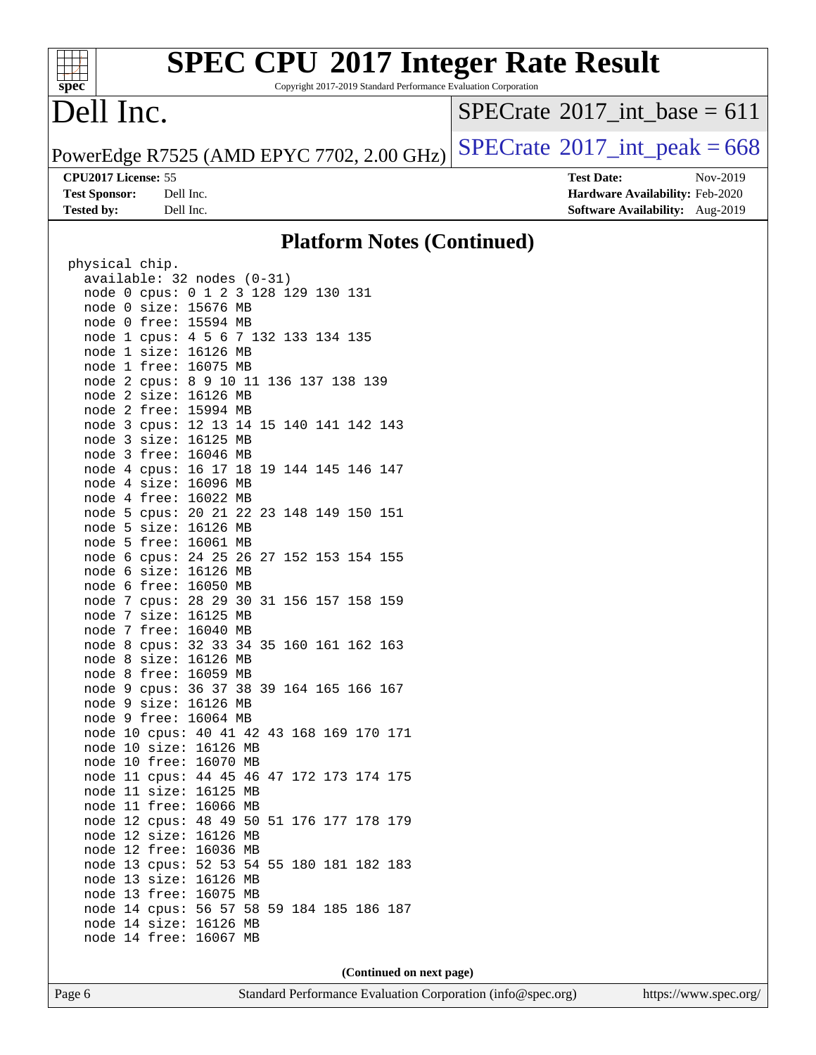## Platform Notes (Continued)

```
physical chip.
  available: 32 nodes (0-31)
  node 0 cpus: 0 1 2 3 128 129 130 131
  node 0 size: 15676 MB
  node 0 free: 15594 MB
  node 1 cpus: 4 5 6 7 132 133 134 135
  node 1 size: 16126 MB
  node 1 free: 16075 MB
  node 2 cpus: 8 9 10 11 136 137 138 139
  node 2 size: 16126 MB
  node 2 free: 15994 MB
  node 3 cpus: 12 13 14 15 140 141 142 143
  node 3 size: 16125 MB
  node 3 free: 16046 MB
  node 4 cpus: 16 17 18 19 144 145 146 147
  node 4 size: 16096 MB
  node 4 free: 16022 MB
  node 5 cpus: 20 21 22 23 148 149 150 151
  node 5 size: 16126 MB
  node 5 free: 16061 MB
  node 6 cpus: 24 25 26 27 152 153 154 155
  node 6 size: 16126 MB
  node 6 free: 16050 MB
  node 7 cpus: 28 29 30 31 156 157 158 159
  node 7 size: 16125 MB
  node 7 free: 16040 MB
  node 8 cpus: 32 33 34 35 160 161 162 163
  node 8 size: 16126 MB
  node 8 free: 16059 MB
  node 9 cpus: 36 37 38 39 164 165 166 167
  node 9 size: 16126 MB
  node 9 free: 16064 MB
  node 10 cpus: 40 41 42 43 168 169 170 171
  node 10 size: 16126 MB
  node 10 free: 16070 MB
  node 11 cpus: 44 45 46 47 172 173 174 175
  node 11 size: 16125 MB
  node 11 free: 16066 MB
  node 12 cpus: 48 49 50 51 176 177 178 179
  node 12 size: 16126 MB
  node 12 free: 16036 MB
  node 13 cpus: 52 53 54 55 180 181 182 183
  node 13 size: 16126 MB
  node 13 free: 16075 MB
  node 14 cpus: 56 57 58 59 184 185 186 187
  node 14 size: 16126 MB
  node 14 free: 16067 MB
```

**(Continued on next page)**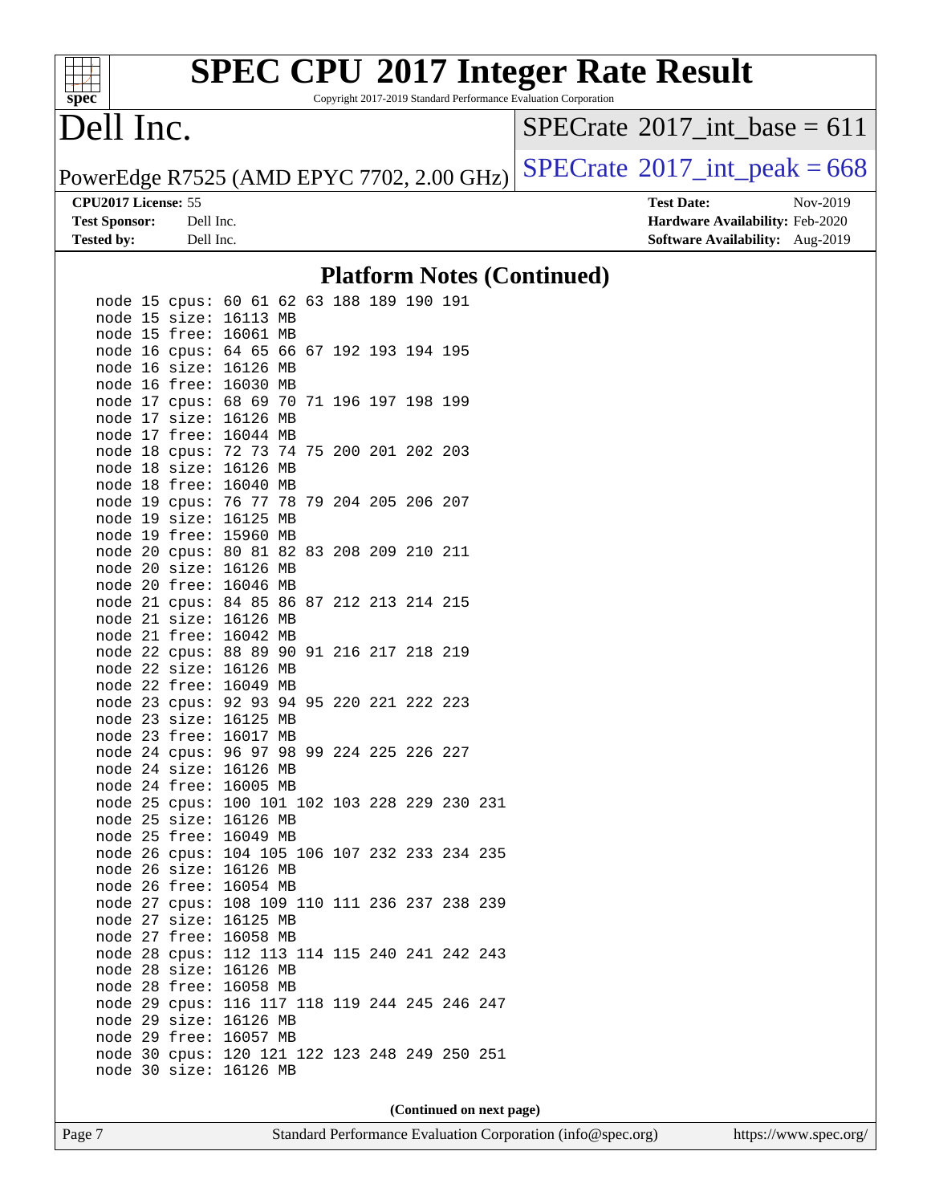## Platform Notes (Continued)

```
node 15 cpus: 60 61 62 63 188 189 190 191
node 15 size: 16113 MB
node 15 free: 16061 MB
node 16 cpus: 64 65 66 67 192 193 194 195
node 16 size: 16126 MB
node 16 free: 16030 MB
node 17 cpus: 68 69 70 71 196 197 198 199
node 17 size: 16126 MB
node 17 free: 16044 MB
node 18 cpus: 72 73 74 75 200 201 202 203
node 18 size: 16126 MB
node 18 free: 16040 MB
node 19 cpus: 76 77 78 79 204 205 206 207
node 19 size: 16125 MB
node 19 free: 15960 MB
node 20 cpus: 80 81 82 83 208 209 210 211
node 20 size: 16126 MB
node 20 free: 16046 MB
node 21 cpus: 84 85 86 87 212 213 214 215
node 21 size: 16126 MB
node 21 free: 16042 MB
node 22 cpus: 88 89 90 91 216 217 218 219
node 22 size: 16126 MB
node 22 free: 16049 MB
node 23 cpus: 92 93 94 95 220 221 222 223
node 23 size: 16125 MB
node 23 free: 16017 MB
node 24 cpus: 96 97 98 99 224 225 226 227
node 24 size: 16126 MB
node 24 free: 16005 MB
node 25 cpus: 100 101 102 103 228 229 230 231
node 25 size: 16126 MB
node 25 free: 16049 MB
node 26 cpus: 104 105 106 107 232 233 234 235
node 26 size: 16126 MB
node 26 free: 16054 MB
node 27 cpus: 108 109 110 111 236 237 238 239
node 27 size: 16125 MB
node 27 free: 16058 MB
node 28 cpus: 112 113 114 115 240 241 242 243
node 28 size: 16126 MB
node 28 free: 16058 MB
node 29 cpus: 116 117 118 119 244 245 246 247
node 29 size: 16126 MB
node 29 free: 16057 MB
node 30 cpus: 120 121 122 123 248 249 250 251
node 30 size: 16126 MB
```

**(Continued on next page)**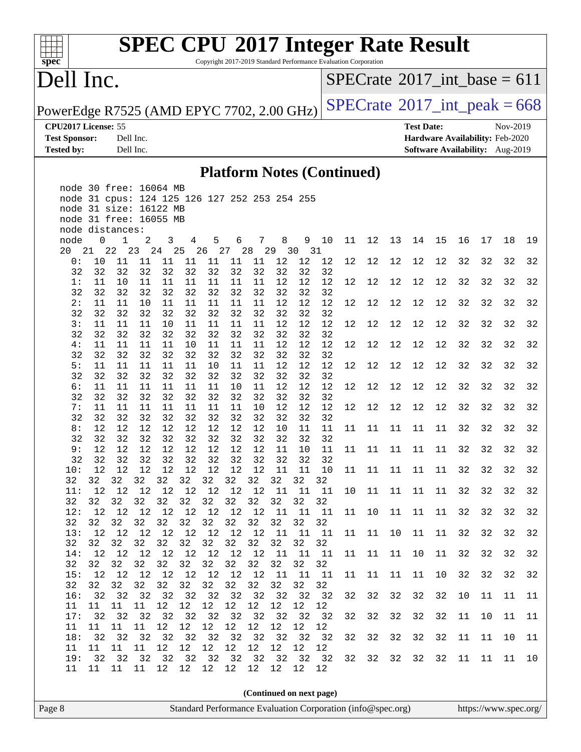# SPEC CPU 2017 Integer Rate Result

Copyright 2017-2019 Standard Performance Evaluation Corporation

## Dell Inc.

PowerEdge R7525 (AMD EPYC 7702, 2.00 GHz)

SPECrate 2017_int_base = 611

SPECrate 2017_int_peak = 668

**CPU2017 License:** 55
**Test Sponsor:** Dell Inc.
**Tested by:** Dell Inc.

**Test Date:** Nov-2019
**Hardware Availability:** Feb-2020
**Software Availability:** Aug-2019

### Platform Notes (Continued)

```
  node 30 free: 16064 MB
  node 31 cpus: 124 125 126 127 252 253 254 255
  node 31 size: 16122 MB
  node 31 free: 16055 MB
  node distances:
  node   0   1   2   3   4   5   6   7   8   9  10  11  12  13  14  15  16  17  18  19
 20  21  22  23  24  25  26  27  28  29  30  31
    0:  10  11  11  11  11  11  11  11  12  12  12  12  12  12  12  12  32  32  32  32
   32  32  32  32  32  32  32  32  32  32  32  32
    1:  11  10  11  11  11  11  11  11  12  12  12  12  12  12  12  12  32  32  32  32
   32  32  32  32  32  32  32  32  32  32  32  32
    2:  11  11  10  11  11  11  11  11  12  12  12  12  12  12  12  12  32  32  32  32
   32  32  32  32  32  32  32  32  32  32  32  32
    3:  11  11  11  10  11  11  11  11  12  12  12  12  12  12  12  12  32  32  32  32
   32  32  32  32  32  32  32  32  32  32  32  32
    4:  11  11  11  11  10  11  11  11  12  12  12  12  12  12  12  12  32  32  32  32
   32  32  32  32  32  32  32  32  32  32  32  32
    5:  11  11  11  11  11  10  11  11  12  12  12  12  12  12  12  12  32  32  32  32
   32  32  32  32  32  32  32  32  32  32  32  32
    6:  11  11  11  11  11  11  10  11  12  12  12  12  12  12  12  12  32  32  32  32
   32  32  32  32  32  32  32  32  32  32  32  32
    7:  11  11  11  11  11  11  11  10  12  12  12  12  12  12  12  12  32  32  32  32
   32  32  32  32  32  32  32  32  32  32  32  32
    8:  12  12  12  12  12  12  12  12  10  11  11  11  11  11  11  11  32  32  32  32
   32  32  32  32  32  32  32  32  32  32  32  32
    9:  12  12  12  12  12  12  12  12  11  10  11  11  11  11  11  11  32  32  32  32
   32  32  32  32  32  32  32  32  32  32  32  32
   10:  12  12  12  12  12  12  12  12  11  11  10  11  11  11  11  11  32  32  32  32
  32  32  32  32  32  32  32  32  32  32  32  32
   11:  12  12  12  12  12  12  12  12  11  11  11  10  11  11  11  11  32  32  32  32
  32  32  32  32  32  32  32  32  32  32  32  32
   12:  12  12  12  12  12  12  12  12  11  11  11  11  10  11  11  11  32  32  32  32
  32  32  32  32  32  32  32  32  32  32  32  32
   13:  12  12  12  12  12  12  12  12  11  11  11  11  11  10  11  11  32  32  32  32
  32  32  32  32  32  32  32  32  32  32  32  32
   14:  12  12  12  12  12  12  12  12  11  11  11  11  11  11  10  11  32  32  32  32
  32  32  32  32  32  32  32  32  32  32  32  32
   15:  12  12  12  12  12  12  12  12  11  11  11  11  11  11  11  10  32  32  32  32
  32  32  32  32  32  32  32  32  32  32  32  32
   16:  32  32  32  32  32  32  32  32  32  32  32  32  32  32  32  32  10  11  11  11
  11  11  11  11  12  12  12  12  12  12  12  12
   17:  32  32  32  32  32  32  32  32  32  32  32  32  32  32  32  32  11  10  11  11
  11  11  11  11  12  12  12  12  12  12  12  12
   18:  32  32  32  32  32  32  32  32  32  32  32  32  32  32  32  32  11  11  10  11
  11  11  11  11  12  12  12  12  12  12  12  12
   19:  32  32  32  32  32  32  32  32  32  32  32  32  32  32  32  32  11  11  11  10
  11  11  11  11  12  12  12  12  12  12  12  12
```

(Continued on next page)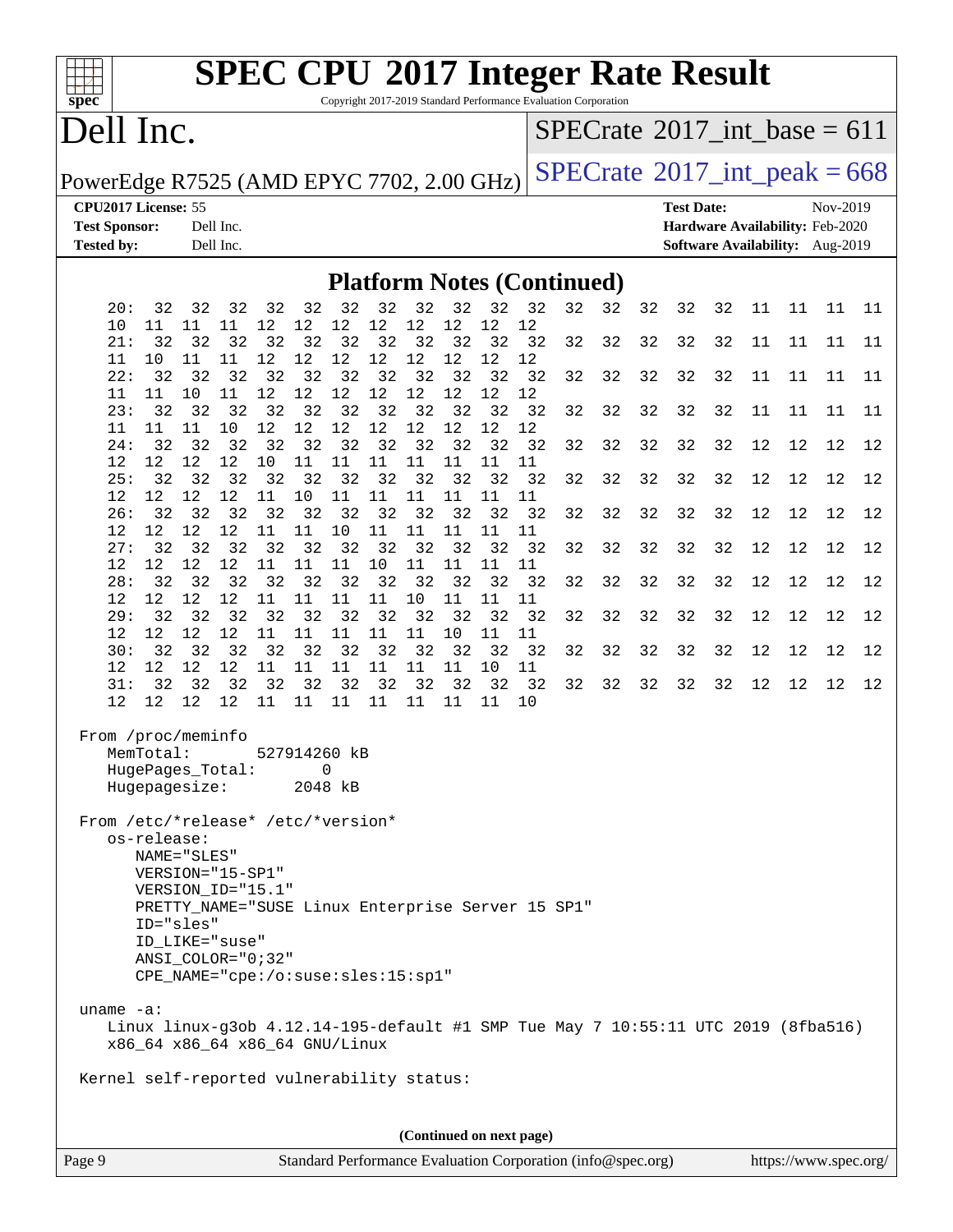# SPEC CPU 2017 Integer Rate Result

Copyright 2017-2019 Standard Performance Evaluation Corporation

## Dell Inc.

PowerEdge R7525 (AMD EPYC 7702, 2.00 GHz)

SPECrate 2017_int_base = 611

SPECrate 2017_int_peak = 668

**CPU2017 License:** 55
**Test Sponsor:** Dell Inc.
**Tested by:** Dell Inc.

**Test Date:** Nov-2019
**Hardware Availability:** Feb-2020
**Software Availability:** Aug-2019

### Platform Notes (Continued)

```
   20:  32  32  32  32  32  32  32  32  32  32  32  32  32  32  32  32  11  11  11  11
   10  11  11  11  12  12  12  12  12  12  12  12
   21:  32  32  32  32  32  32  32  32  32  32  32  32  32  32  32  32  11  11  11  11
   11  10  11  11  12  12  12  12  12  12  12  12
   22:  32  32  32  32  32  32  32  32  32  32  32  32  32  32  32  32  11  11  11  11
   11  11  10  11  12  12  12  12  12  12  12  12
   23:  32  32  32  32  32  32  32  32  32  32  32  32  32  32  32  32  11  11  11  11
   11  11  11  10  12  12  12  12  12  12  12  12
   24:  32  32  32  32  32  32  32  32  32  32  32  32  32  32  32  32  12  12  12  12
   12  12  12  12  10  11  11  11  11  11  11  11
   25:  32  32  32  32  32  32  32  32  32  32  32  32  32  32  32  32  12  12  12  12
   12  12  12  12  11  10  11  11  11  11  11  11
   26:  32  32  32  32  32  32  32  32  32  32  32  32  32  32  32  32  12  12  12  12
   12  12  12  12  11  11  10  11  11  11  11  11
   27:  32  32  32  32  32  32  32  32  32  32  32  32  32  32  32  32  12  12  12  12
   12  12  12  12  11  11  11  10  11  11  11  11
   28:  32  32  32  32  32  32  32  32  32  32  32  32  32  32  32  32  12  12  12  12
   12  12  12  12  11  11  11  11  10  11  11  11
   29:  32  32  32  32  32  32  32  32  32  32  32  32  32  32  32  32  12  12  12  12
   12  12  12  12  11  11  11  11  11  10  11  11
   30:  32  32  32  32  32  32  32  32  32  32  32  32  32  32  32  32  12  12  12  12
   12  12  12  12  11  11  11  11  11  11  10  11
   31:  32  32  32  32  32  32  32  32  32  32  32  32  32  32  32  32  12  12  12  12
   12  12  12  12  11  11  11  11  11  11  11  10

 From /proc/meminfo
    MemTotal:       527914260 kB
    HugePages_Total:       0
    Hugepagesize:       2048 kB

 From /etc/*release* /etc/*version*
    os-release:
       NAME="SLES"
       VERSION="15-SP1"
       VERSION_ID="15.1"
       PRETTY_NAME="SUSE Linux Enterprise Server 15 SP1"
       ID="sles"
       ID_LIKE="suse"
       ANSI_COLOR="0;32"
       CPE_NAME="cpe:/o:suse:sles:15:sp1"

 uname -a:
    Linux linux-g3ob 4.12.14-195-default #1 SMP Tue May 7 10:55:11 UTC 2019 (8fba516)
    x86_64 x86_64 x86_64 GNU/Linux

 Kernel self-reported vulnerability status:
```

(Continued on next page)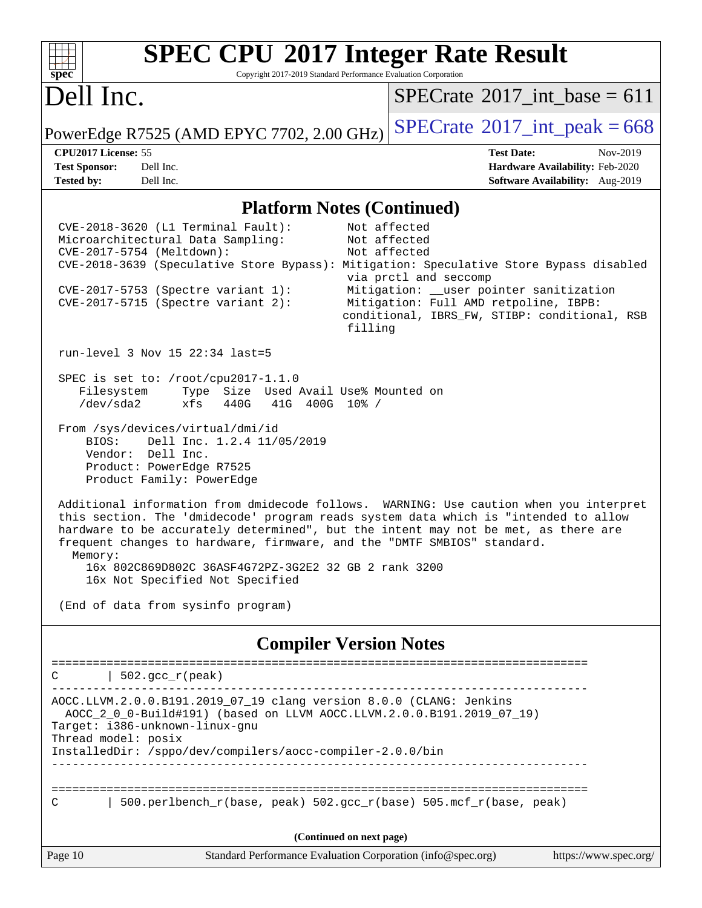## Platform Notes (Continued)

```
CVE-2018-3620 (L1 Terminal Fault):         Not affected
Microarchitectural Data Sampling:          Not affected
CVE-2017-5754 (Meltdown):                  Not affected
CVE-2018-3639 (Speculative Store Bypass): Mitigation: Speculative Store Bypass disabled
                                           via prctl and seccomp
CVE-2017-5753 (Spectre variant 1):         Mitigation: __user pointer sanitization
CVE-2017-5715 (Spectre variant 2):         Mitigation: Full AMD retpoline, IBPB:
                                          conditional, IBRS_FW, STIBP: conditional, RSB
                                           filling

run-level 3 Nov 15 22:34 last=5

SPEC is set to: /root/cpu2017-1.1.0
   Filesystem     Type  Size  Used Avail Use% Mounted on
   /dev/sda2      xfs   440G   41G  400G  10% /

From /sys/devices/virtual/dmi/id
    BIOS:    Dell Inc. 1.2.4 11/05/2019
    Vendor:  Dell Inc.
    Product: PowerEdge R7525
    Product Family: PowerEdge

Additional information from dmidecode follows.  WARNING: Use caution when you interpret
this section. The 'dmidecode' program reads system data which is "intended to allow
hardware to be accurately determined", but the intent may not be met, as there are
frequent changes to hardware, firmware, and the "DMTF SMBIOS" standard.
  Memory:
    16x 802C869D802C 36ASF4G72PZ-3G2E2 32 GB 2 rank 3200
    16x Not Specified Not Specified

(End of data from sysinfo program)
```

## Compiler Version Notes

```
==============================================================================
C       | 502.gcc_r(peak)
------------------------------------------------------------------------------
AOCC.LLVM.2.0.0.B191.2019_07_19 clang version 8.0.0 (CLANG: Jenkins
  AOCC_2_0_0-Build#191) (based on LLVM AOCC.LLVM.2.0.0.B191.2019_07_19)
Target: i386-unknown-linux-gnu
Thread model: posix
InstalledDir: /sppo/dev/compilers/aocc-compiler-2.0.0/bin
------------------------------------------------------------------------------

==============================================================================
C       | 500.perlbench_r(base, peak) 502.gcc_r(base) 505.mcf_r(base, peak)
```

(Continued on next page)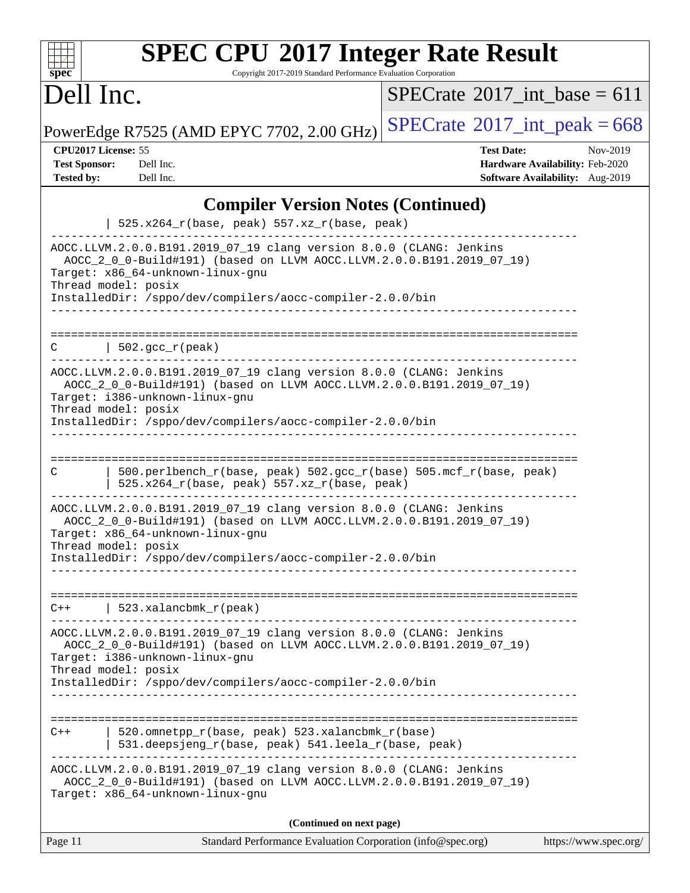## Compiler Version Notes (Continued)

```
        | 525.x264_r(base, peak) 557.xz_r(base, peak)
------------------------------------------------------------------------------
AOCC.LLVM.2.0.0.B191.2019_07_19 clang version 8.0.0 (CLANG: Jenkins
  AOCC_2_0_0-Build#191) (based on LLVM AOCC.LLVM.2.0.0.B191.2019_07_19)
Target: x86_64-unknown-linux-gnu
Thread model: posix
InstalledDir: /sppo/dev/compilers/aocc-compiler-2.0.0/bin
------------------------------------------------------------------------------

==============================================================================
C       | 502.gcc_r(peak)
------------------------------------------------------------------------------
AOCC.LLVM.2.0.0.B191.2019_07_19 clang version 8.0.0 (CLANG: Jenkins
  AOCC_2_0_0-Build#191) (based on LLVM AOCC.LLVM.2.0.0.B191.2019_07_19)
Target: i386-unknown-linux-gnu
Thread model: posix
InstalledDir: /sppo/dev/compilers/aocc-compiler-2.0.0/bin
------------------------------------------------------------------------------

==============================================================================
C       | 500.perlbench_r(base, peak) 502.gcc_r(base) 505.mcf_r(base, peak)
        | 525.x264_r(base, peak) 557.xz_r(base, peak)
------------------------------------------------------------------------------
AOCC.LLVM.2.0.0.B191.2019_07_19 clang version 8.0.0 (CLANG: Jenkins
  AOCC_2_0_0-Build#191) (based on LLVM AOCC.LLVM.2.0.0.B191.2019_07_19)
Target: x86_64-unknown-linux-gnu
Thread model: posix
InstalledDir: /sppo/dev/compilers/aocc-compiler-2.0.0/bin
------------------------------------------------------------------------------

==============================================================================
C++     | 523.xalancbmk_r(peak)
------------------------------------------------------------------------------
AOCC.LLVM.2.0.0.B191.2019_07_19 clang version 8.0.0 (CLANG: Jenkins
  AOCC_2_0_0-Build#191) (based on LLVM AOCC.LLVM.2.0.0.B191.2019_07_19)
Target: i386-unknown-linux-gnu
Thread model: posix
InstalledDir: /sppo/dev/compilers/aocc-compiler-2.0.0/bin
------------------------------------------------------------------------------

==============================================================================
C++     | 520.omnetpp_r(base, peak) 523.xalancbmk_r(base)
        | 531.deepsjeng_r(base, peak) 541.leela_r(base, peak)
------------------------------------------------------------------------------
AOCC.LLVM.2.0.0.B191.2019_07_19 clang version 8.0.0 (CLANG: Jenkins
  AOCC_2_0_0-Build#191) (based on LLVM AOCC.LLVM.2.0.0.B191.2019_07_19)
Target: x86_64-unknown-linux-gnu
```

**(Continued on next page)**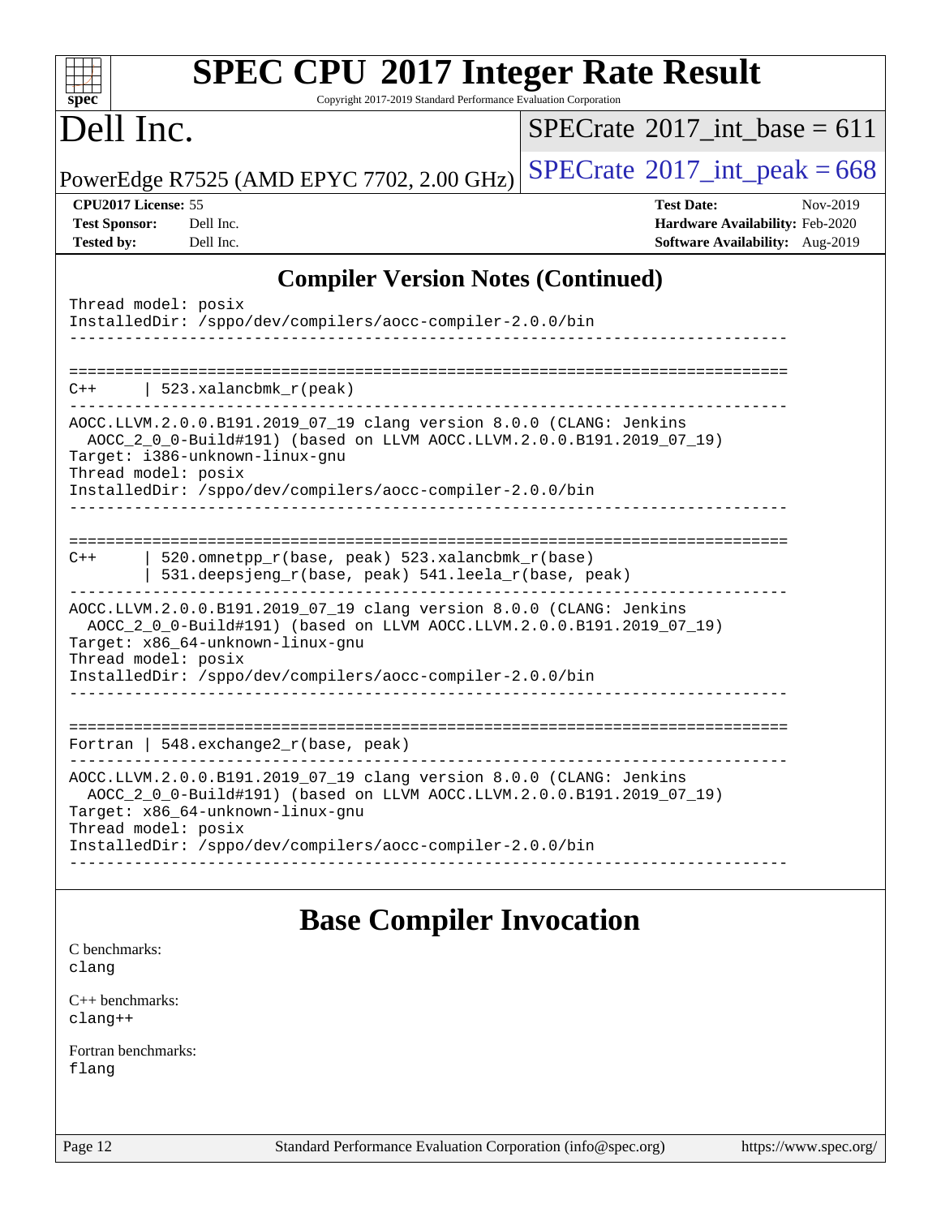## Compiler Version Notes (Continued)

```
Thread model: posix
InstalledDir: /sppo/dev/compilers/aocc-compiler-2.0.0/bin
------------------------------------------------------------------------------

==============================================================================
C++      | 523.xalancbmk_r(peak)
------------------------------------------------------------------------------
AOCC.LLVM.2.0.0.B191.2019_07_19 clang version 8.0.0 (CLANG: Jenkins
  AOCC_2_0_0-Build#191) (based on LLVM AOCC.LLVM.2.0.0.B191.2019_07_19)
Target: i386-unknown-linux-gnu
Thread model: posix
InstalledDir: /sppo/dev/compilers/aocc-compiler-2.0.0/bin
------------------------------------------------------------------------------

==============================================================================
C++      | 520.omnetpp_r(base, peak) 523.xalancbmk_r(base)
         | 531.deepsjeng_r(base, peak) 541.leela_r(base, peak)
------------------------------------------------------------------------------
AOCC.LLVM.2.0.0.B191.2019_07_19 clang version 8.0.0 (CLANG: Jenkins
  AOCC_2_0_0-Build#191) (based on LLVM AOCC.LLVM.2.0.0.B191.2019_07_19)
Target: x86_64-unknown-linux-gnu
Thread model: posix
InstalledDir: /sppo/dev/compilers/aocc-compiler-2.0.0/bin
------------------------------------------------------------------------------

==============================================================================
Fortran | 548.exchange2_r(base, peak)
------------------------------------------------------------------------------
AOCC.LLVM.2.0.0.B191.2019_07_19 clang version 8.0.0 (CLANG: Jenkins
  AOCC_2_0_0-Build#191) (based on LLVM AOCC.LLVM.2.0.0.B191.2019_07_19)
Target: x86_64-unknown-linux-gnu
Thread model: posix
InstalledDir: /sppo/dev/compilers/aocc-compiler-2.0.0/bin
------------------------------------------------------------------------------
```

## Base Compiler Invocation

C benchmarks:
clang

C++ benchmarks:
clang++

Fortran benchmarks:
flang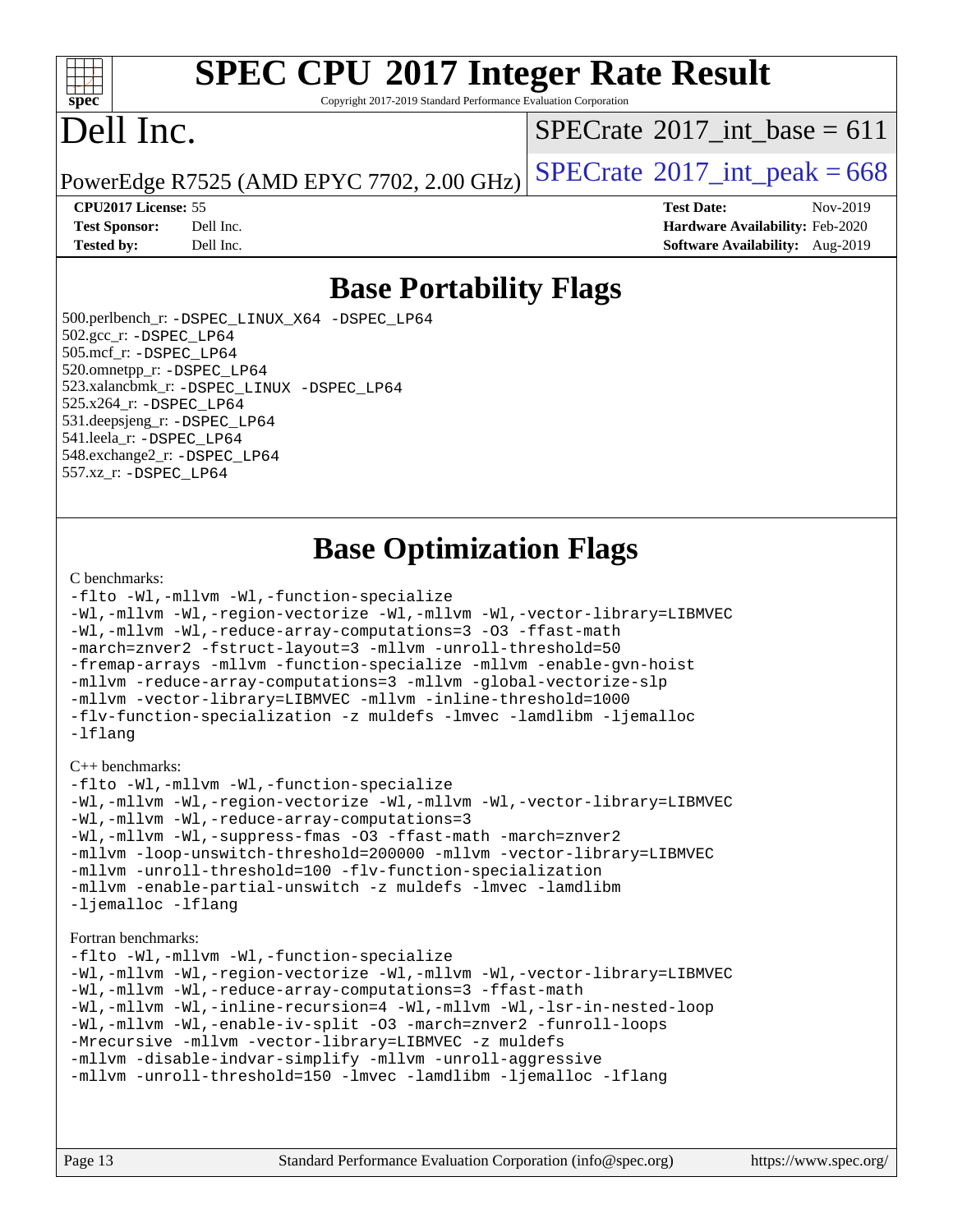# SPEC CPU 2017 Integer Rate Result

Copyright 2017-2019 Standard Performance Evaluation Corporation

# Dell Inc.

PowerEdge R7525 (AMD EPYC 7702, 2.00 GHz)

SPECrate 2017_int_base = 611

SPECrate 2017_int_peak = 668

**CPU2017 License:** 55
**Test Sponsor:** Dell Inc.
**Tested by:** Dell Inc.

**Test Date:** Nov-2019
**Hardware Availability:** Feb-2020
**Software Availability:** Aug-2019

## Base Portability Flags

500.perlbench_r: -DSPEC_LINUX_X64 -DSPEC_LP64
502.gcc_r: -DSPEC_LP64
505.mcf_r: -DSPEC_LP64
520.omnetpp_r: -DSPEC_LP64
523.xalancbmk_r: -DSPEC_LINUX -DSPEC_LP64
525.x264_r: -DSPEC_LP64
531.deepsjeng_r: -DSPEC_LP64
541.leela_r: -DSPEC_LP64
548.exchange2_r: -DSPEC_LP64
557.xz_r: -DSPEC_LP64

## Base Optimization Flags

C benchmarks:

```
-flto -Wl,-mllvm -Wl,-function-specialize
-Wl,-mllvm -Wl,-region-vectorize -Wl,-mllvm -Wl,-vector-library=LIBMVEC
-Wl,-mllvm -Wl,-reduce-array-computations=3 -O3 -ffast-math
-march=znver2 -fstruct-layout=3 -mllvm -unroll-threshold=50
-fremap-arrays -mllvm -function-specialize -mllvm -enable-gvn-hoist
-mllvm -reduce-array-computations=3 -mllvm -global-vectorize-slp
-mllvm -vector-library=LIBMVEC -mllvm -inline-threshold=1000
-flv-function-specialization -z muldefs -lmvec -lamdlibm -ljemalloc
-lflang
```

C++ benchmarks:

```
-flto -Wl,-mllvm -Wl,-function-specialize
-Wl,-mllvm -Wl,-region-vectorize -Wl,-mllvm -Wl,-vector-library=LIBMVEC
-Wl,-mllvm -Wl,-reduce-array-computations=3
-Wl,-mllvm -Wl,-suppress-fmas -O3 -ffast-math -march=znver2
-mllvm -loop-unswitch-threshold=200000 -mllvm -vector-library=LIBMVEC
-mllvm -unroll-threshold=100 -flv-function-specialization
-mllvm -enable-partial-unswitch -z muldefs -lmvec -lamdlibm
-ljemalloc -lflang
```

Fortran benchmarks:

```
-flto -Wl,-mllvm -Wl,-function-specialize
-Wl,-mllvm -Wl,-region-vectorize -Wl,-mllvm -Wl,-vector-library=LIBMVEC
-Wl,-mllvm -Wl,-reduce-array-computations=3 -ffast-math
-Wl,-mllvm -Wl,-inline-recursion=4 -Wl,-mllvm -Wl,-lsr-in-nested-loop
-Wl,-mllvm -Wl,-enable-iv-split -O3 -march=znver2 -funroll-loops
-Mrecursive -mllvm -vector-library=LIBMVEC -z muldefs
-mllvm -disable-indvar-simplify -mllvm -unroll-aggressive
-mllvm -unroll-threshold=150 -lmvec -lamdlibm -ljemalloc -lflang
```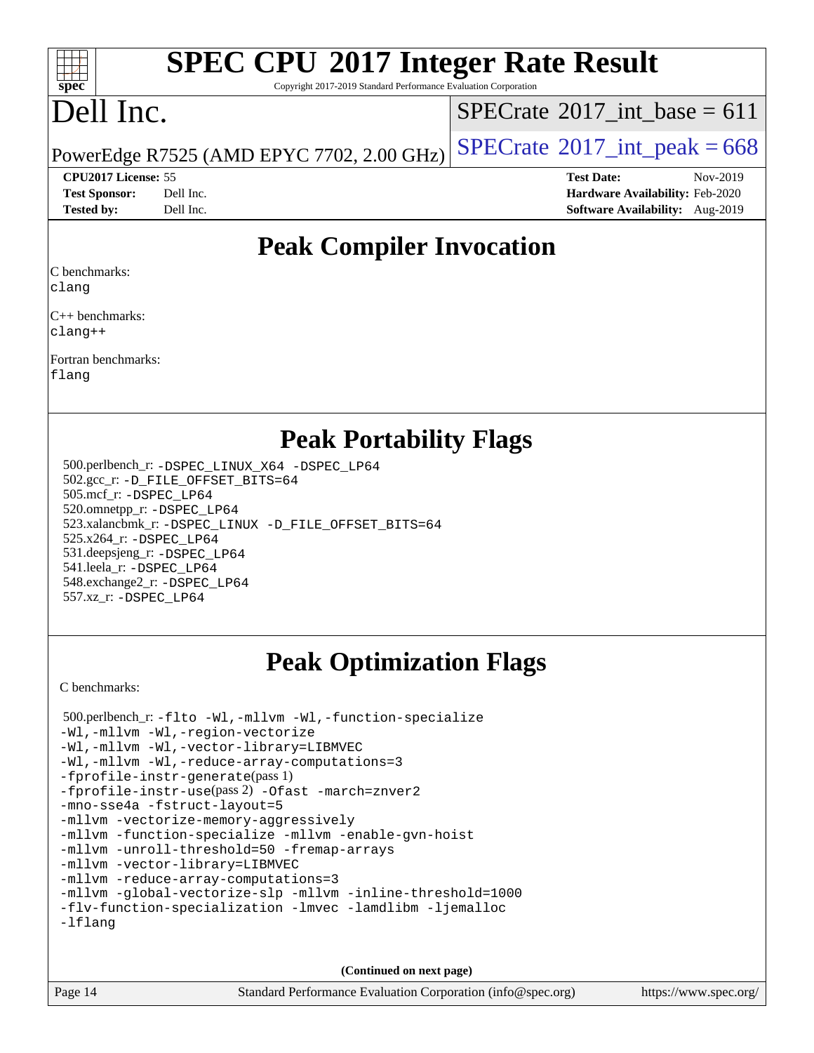# SPEC CPU 2017 Integer Rate Result

Copyright 2017-2019 Standard Performance Evaluation Corporation

# Dell Inc.

PowerEdge R7525 (AMD EPYC 7702, 2.00 GHz)

SPECrate 2017_int_base = 611

SPECrate 2017_int_peak = 668

**CPU2017 License:** 55
**Test Sponsor:** Dell Inc.
**Tested by:** Dell Inc.

**Test Date:** Nov-2019
**Hardware Availability:** Feb-2020
**Software Availability:** Aug-2019

## Peak Compiler Invocation

C benchmarks:
`clang`

C++ benchmarks:
`clang++`

Fortran benchmarks:
`flang`

## Peak Portability Flags

500.perlbench_r: `-DSPEC_LINUX_X64 -DSPEC_LP64`
502.gcc_r: `-D_FILE_OFFSET_BITS=64`
505.mcf_r: `-DSPEC_LP64`
520.omnetpp_r: `-DSPEC_LP64`
523.xalancbmk_r: `-DSPEC_LINUX -D_FILE_OFFSET_BITS=64`
525.x264_r: `-DSPEC_LP64`
531.deepsjeng_r: `-DSPEC_LP64`
541.leela_r: `-DSPEC_LP64`
548.exchange2_r: `-DSPEC_LP64`
557.xz_r: `-DSPEC_LP64`

## Peak Optimization Flags

C benchmarks:

500.perlbench_r:
```
-flto -Wl,-mllvm -Wl,-function-specialize
-Wl,-mllvm -Wl,-region-vectorize
-Wl,-mllvm -Wl,-vector-library=LIBMVEC
-Wl,-mllvm -Wl,-reduce-array-computations=3
-fprofile-instr-generate(pass 1)
-fprofile-instr-use(pass 2) -Ofast -march=znver2
-mno-sse4a -fstruct-layout=5
-mllvm -vectorize-memory-aggressively
-mllvm -function-specialize -mllvm -enable-gvn-hoist
-mllvm -unroll-threshold=50 -fremap-arrays
-mllvm -vector-library=LIBMVEC
-mllvm -reduce-array-computations=3
-mllvm -global-vectorize-slp -mllvm -inline-threshold=1000
-flv-function-specialization -lmvec -lamdlibm -ljemalloc
-lflang
```

**(Continued on next page)**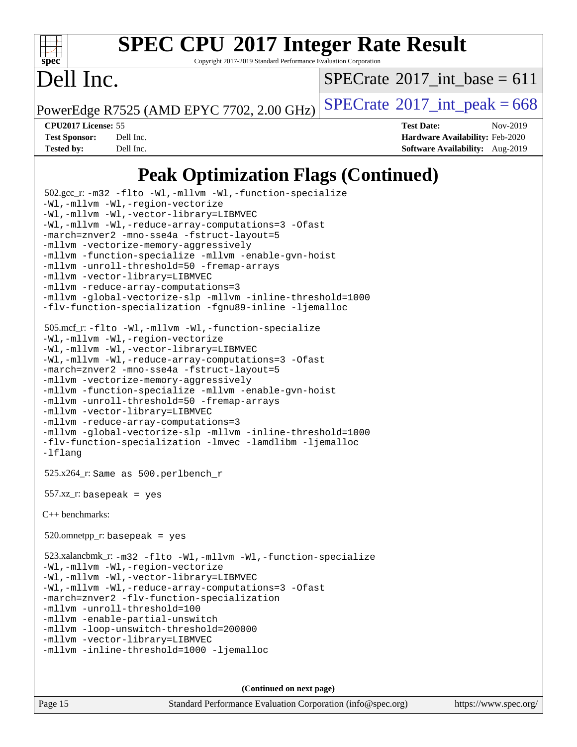# Peak Optimization Flags (Continued)

502.gcc_r: -m32 -flto -Wl,-mllvm -Wl,-function-specialize
-Wl,-mllvm -Wl,-region-vectorize
-Wl,-mllvm -Wl,-vector-library=LIBMVEC
-Wl,-mllvm -Wl,-reduce-array-computations=3 -Ofast
-march=znver2 -mno-sse4a -fstruct-layout=5
-mllvm -vectorize-memory-aggressively
-mllvm -function-specialize -mllvm -enable-gvn-hoist
-mllvm -unroll-threshold=50 -fremap-arrays
-mllvm -vector-library=LIBMVEC
-mllvm -reduce-array-computations=3
-mllvm -global-vectorize-slp -mllvm -inline-threshold=1000
-flv-function-specialization -fgnu89-inline -ljemalloc

505.mcf_r: -flto -Wl,-mllvm -Wl,-function-specialize
-Wl,-mllvm -Wl,-region-vectorize
-Wl,-mllvm -Wl,-vector-library=LIBMVEC
-Wl,-mllvm -Wl,-reduce-array-computations=3 -Ofast
-march=znver2 -mno-sse4a -fstruct-layout=5
-mllvm -vectorize-memory-aggressively
-mllvm -function-specialize -mllvm -enable-gvn-hoist
-mllvm -unroll-threshold=50 -fremap-arrays
-mllvm -vector-library=LIBMVEC
-mllvm -reduce-array-computations=3
-mllvm -global-vectorize-slp -mllvm -inline-threshold=1000
-flv-function-specialization -lmvec -lamdlibm -ljemalloc
-lflang

525.x264_r: Same as 500.perlbench_r

557.xz_r: basepeak = yes

C++ benchmarks:

520.omnetpp_r: basepeak = yes

523.xalancbmk_r: -m32 -flto -Wl,-mllvm -Wl,-function-specialize
-Wl,-mllvm -Wl,-region-vectorize
-Wl,-mllvm -Wl,-vector-library=LIBMVEC
-Wl,-mllvm -Wl,-reduce-array-computations=3 -Ofast
-march=znver2 -flv-function-specialization
-mllvm -unroll-threshold=100
-mllvm -enable-partial-unswitch
-mllvm -loop-unswitch-threshold=200000
-mllvm -vector-library=LIBMVEC
-mllvm -inline-threshold=1000 -ljemalloc

(Continued on next page)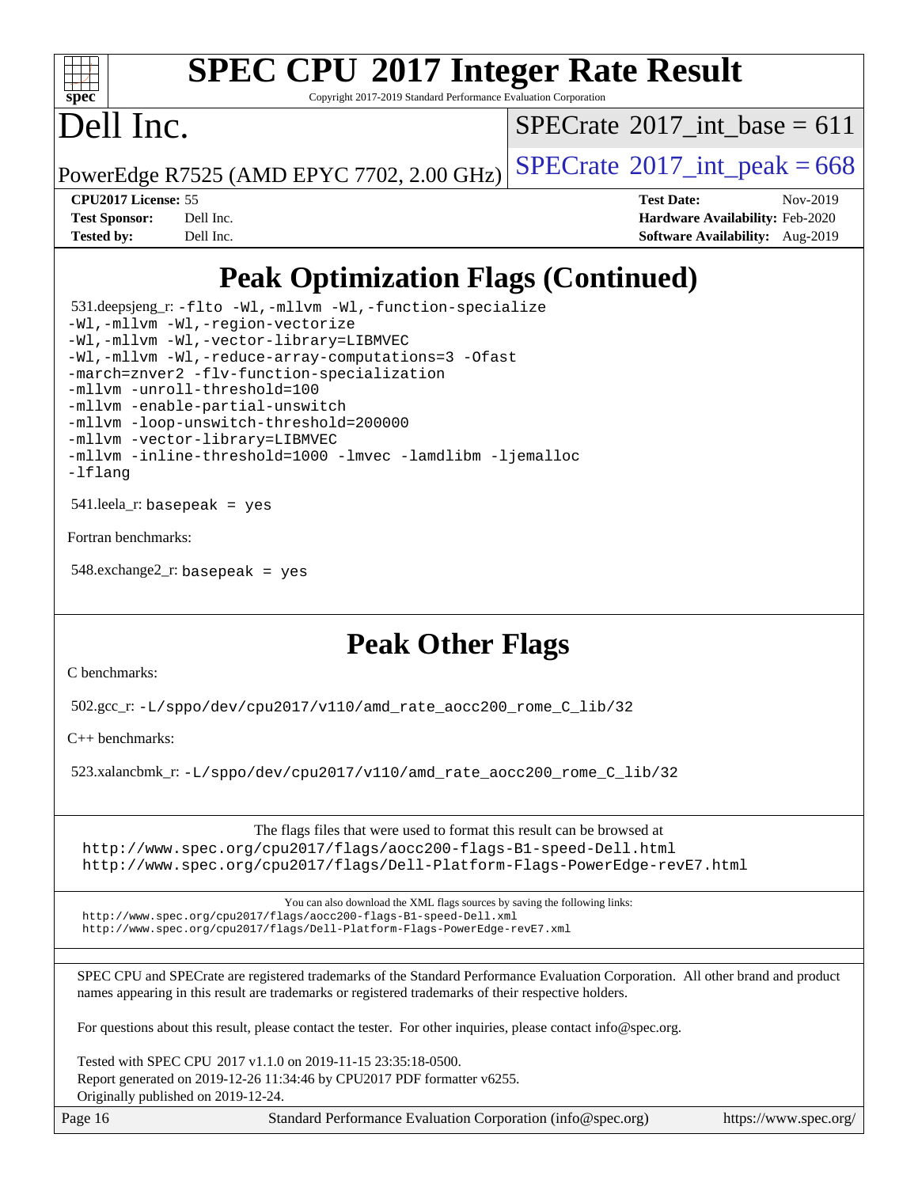# Peak Optimization Flags (Continued)

531.deepsjeng_r: -flto -Wl,-mllvm -Wl,-function-specialize -Wl,-mllvm -Wl,-region-vectorize -Wl,-mllvm -Wl,-vector-library=LIBMVEC -Wl,-mllvm -Wl,-reduce-array-computations=3 -Ofast -march=znver2 -flv-function-specialization -mllvm -unroll-threshold=100 -mllvm -enable-partial-unswitch -mllvm -loop-unswitch-threshold=200000 -mllvm -vector-library=LIBMVEC -mllvm -inline-threshold=1000 -lmvec -lamdlibm -ljemalloc -lflang

541.leela_r: basepeak = yes

Fortran benchmarks:

548.exchange2_r: basepeak = yes

# Peak Other Flags

C benchmarks:

502.gcc_r: -L/sppo/dev/cpu2017/v110/amd_rate_aocc200_rome_C_lib/32

C++ benchmarks:

523.xalancbmk_r: -L/sppo/dev/cpu2017/v110/amd_rate_aocc200_rome_C_lib/32

The flags files that were used to format this result can be browsed at
http://www.spec.org/cpu2017/flags/aocc200-flags-B1-speed-Dell.html
http://www.spec.org/cpu2017/flags/Dell-Platform-Flags-PowerEdge-revE7.html

You can also download the XML flags sources by saving the following links:
http://www.spec.org/cpu2017/flags/aocc200-flags-B1-speed-Dell.xml
http://www.spec.org/cpu2017/flags/Dell-Platform-Flags-PowerEdge-revE7.xml

SPEC CPU and SPECrate are registered trademarks of the Standard Performance Evaluation Corporation. All other brand and product names appearing in this result are trademarks or registered trademarks of their respective holders.

For questions about this result, please contact the tester. For other inquiries, please contact info@spec.org.

Tested with SPEC CPU 2017 v1.1.0 on 2019-11-15 23:35:18-0500.
Report generated on 2019-12-26 11:34:46 by CPU2017 PDF formatter v6255.
Originally published on 2019-12-24.